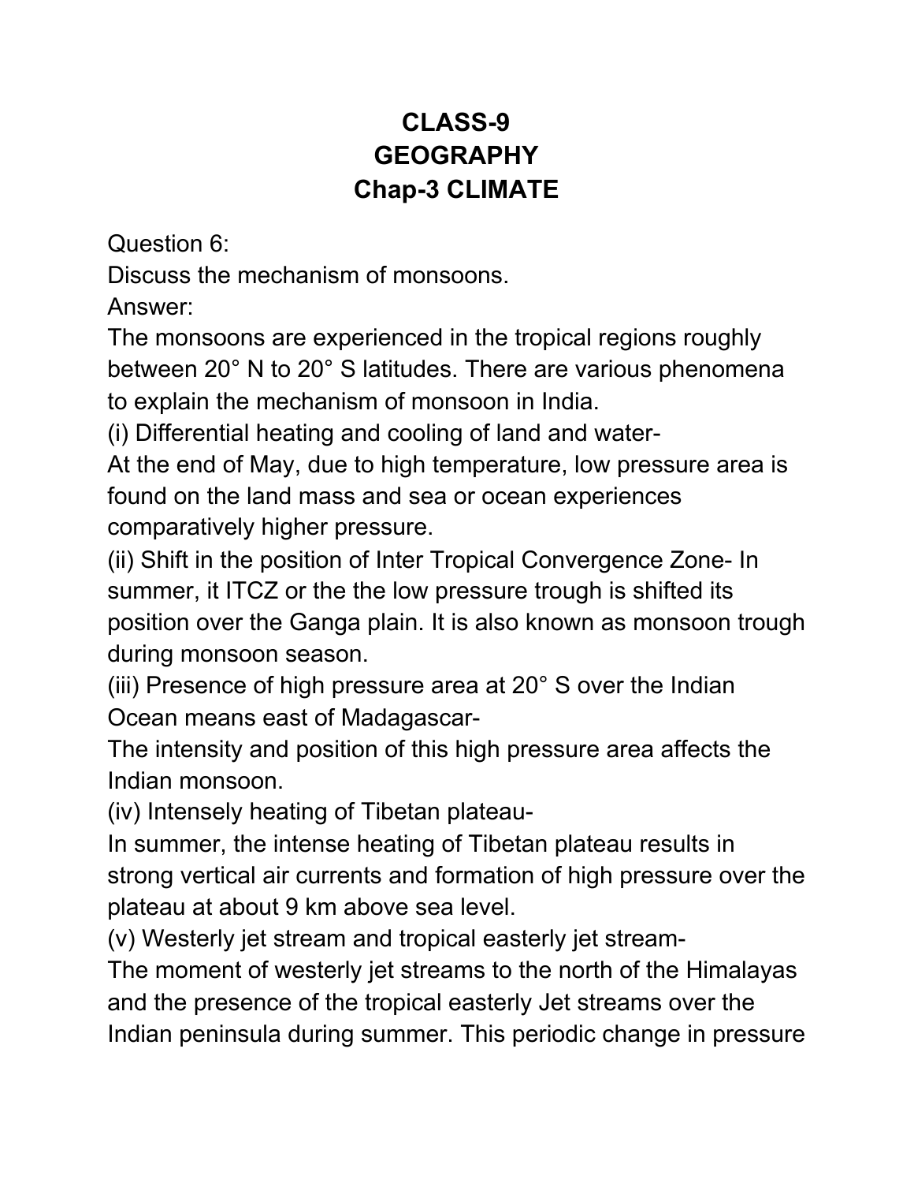# CLASS-9
# GEOGRAPHY
# Chap-3 CLIMATE

Question 6:
Discuss the mechanism of monsoons.
Answer:
The monsoons are experienced in the tropical regions roughly between 20° N to 20° S latitudes. There are various phenomena to explain the mechanism of monsoon in India.
(i) Differential heating and cooling of land and water-
At the end of May, due to high temperature, low pressure area is found on the land mass and sea or ocean experiences comparatively higher pressure.
(ii) Shift in the position of Inter Tropical Convergence Zone- In summer, it ITCZ or the the low pressure trough is shifted its position over the Ganga plain. It is also known as monsoon trough during monsoon season.
(iii) Presence of high pressure area at 20° S over the Indian Ocean means east of Madagascar-
The intensity and position of this high pressure area affects the Indian monsoon.
(iv) Intensely heating of Tibetan plateau-
In summer, the intense heating of Tibetan plateau results in strong vertical air currents and formation of high pressure over the plateau at about 9 km above sea level.
(v) Westerly jet stream and tropical easterly jet stream-
The moment of westerly jet streams to the north of the Himalayas and the presence of the tropical easterly Jet streams over the Indian peninsula during summer. This periodic change in pressure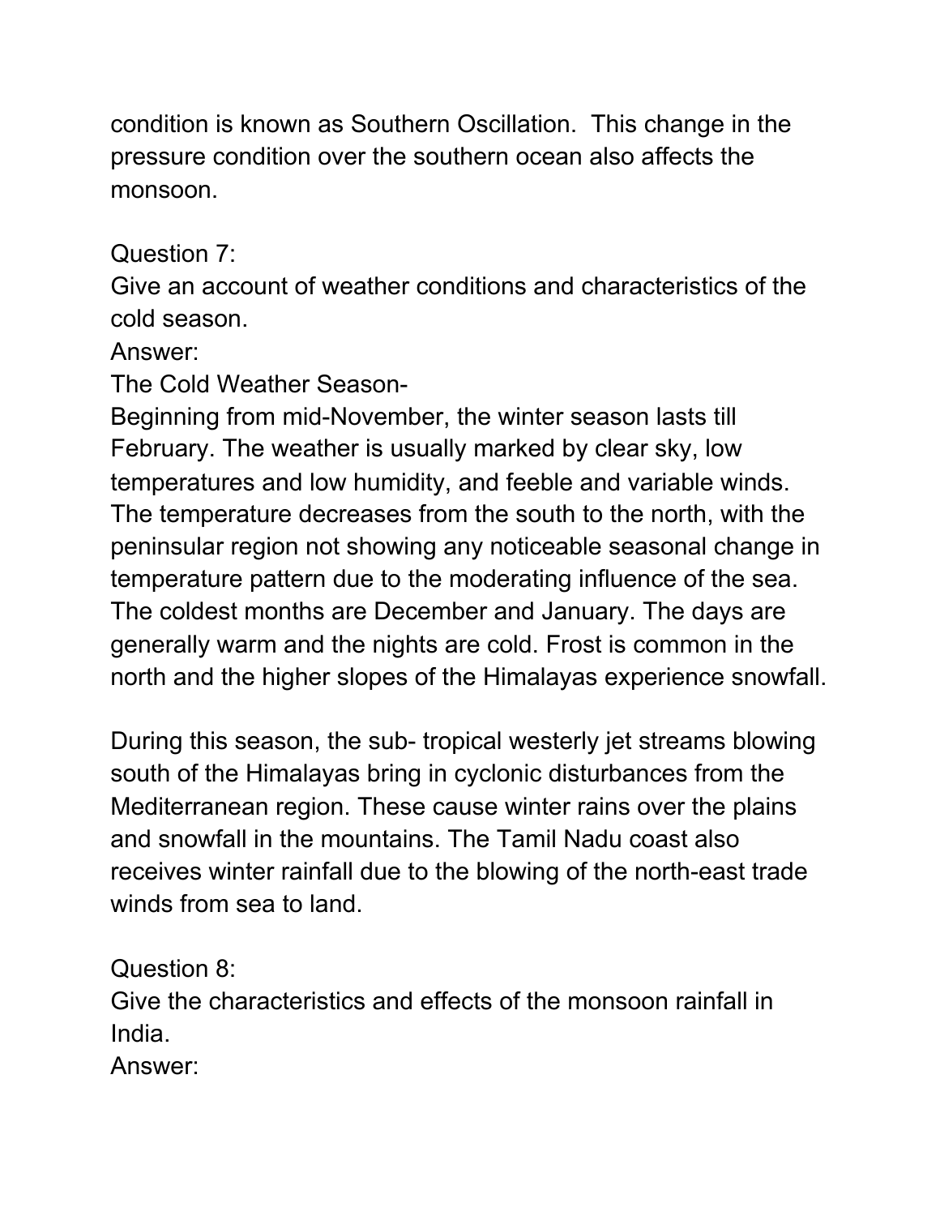condition is known as Southern Oscillation.  This change in the pressure condition over the southern ocean also affects the monsoon.

Question 7:
Give an account of weather conditions and characteristics of the cold season.
Answer:
The Cold Weather Season-
Beginning from mid-November, the winter season lasts till February. The weather is usually marked by clear sky, low temperatures and low humidity, and feeble and variable winds. The temperature decreases from the south to the north, with the peninsular region not showing any noticeable seasonal change in temperature pattern due to the moderating influence of the sea. The coldest months are December and January. The days are generally warm and the nights are cold. Frost is common in the north and the higher slopes of the Himalayas experience snowfall.

During this season, the sub- tropical westerly jet streams blowing south of the Himalayas bring in cyclonic disturbances from the Mediterranean region. These cause winter rains over the plains and snowfall in the mountains. The Tamil Nadu coast also receives winter rainfall due to the blowing of the north-east trade winds from sea to land.

Question 8:
Give the characteristics and effects of the monsoon rainfall in India.
Answer: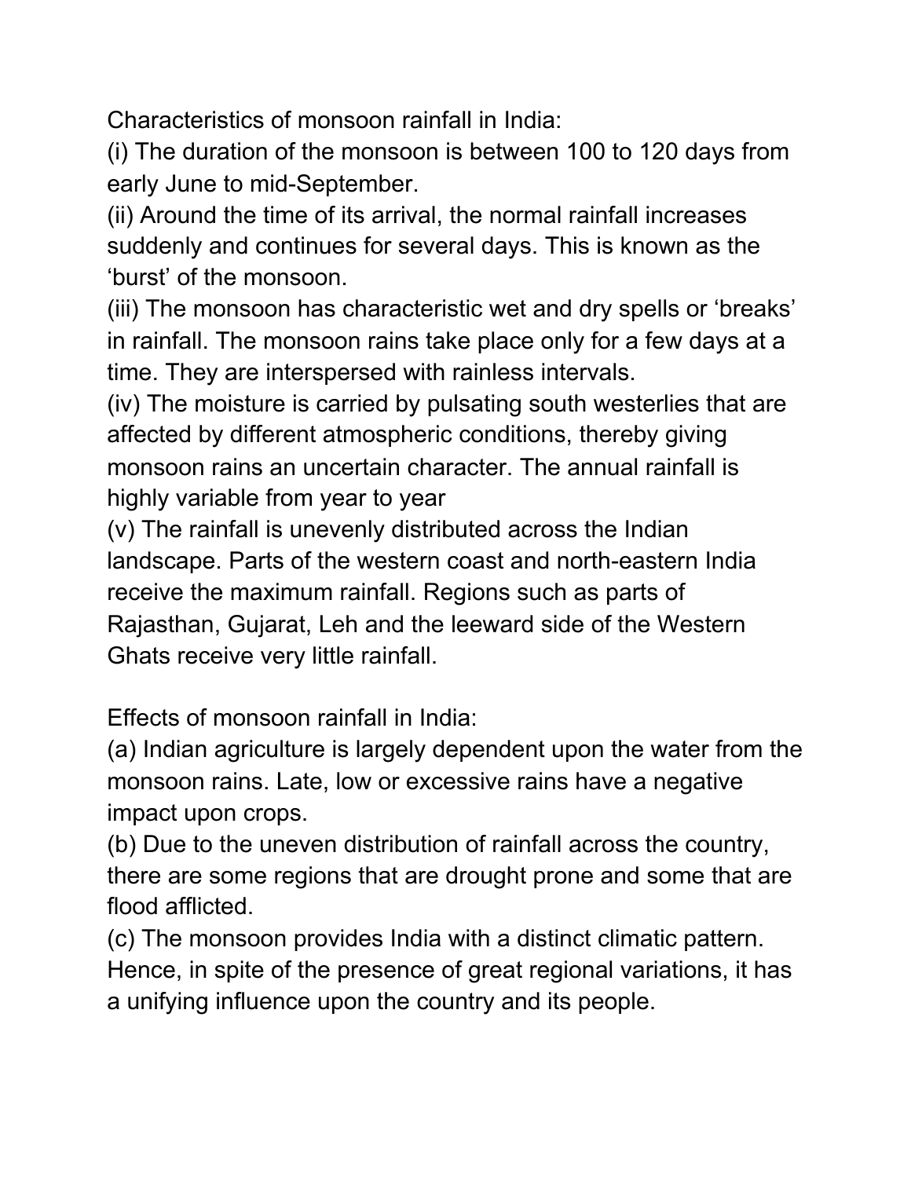Characteristics of monsoon rainfall in India:

(i) The duration of the monsoon is between 100 to 120 days from early June to mid-September.

(ii) Around the time of its arrival, the normal rainfall increases suddenly and continues for several days. This is known as the 'burst' of the monsoon.

(iii) The monsoon has characteristic wet and dry spells or 'breaks' in rainfall. The monsoon rains take place only for a few days at a time. They are interspersed with rainless intervals.

(iv) The moisture is carried by pulsating south westerlies that are affected by different atmospheric conditions, thereby giving monsoon rains an uncertain character. The annual rainfall is highly variable from year to year

(v) The rainfall is unevenly distributed across the Indian landscape. Parts of the western coast and north-eastern India receive the maximum rainfall. Regions such as parts of Rajasthan, Gujarat, Leh and the leeward side of the Western Ghats receive very little rainfall.

Effects of monsoon rainfall in India:

(a) Indian agriculture is largely dependent upon the water from the monsoon rains. Late, low or excessive rains have a negative impact upon crops.

(b) Due to the uneven distribution of rainfall across the country, there are some regions that are drought prone and some that are flood afflicted.

(c) The monsoon provides India with a distinct climatic pattern. Hence, in spite of the presence of great regional variations, it has a unifying influence upon the country and its people.